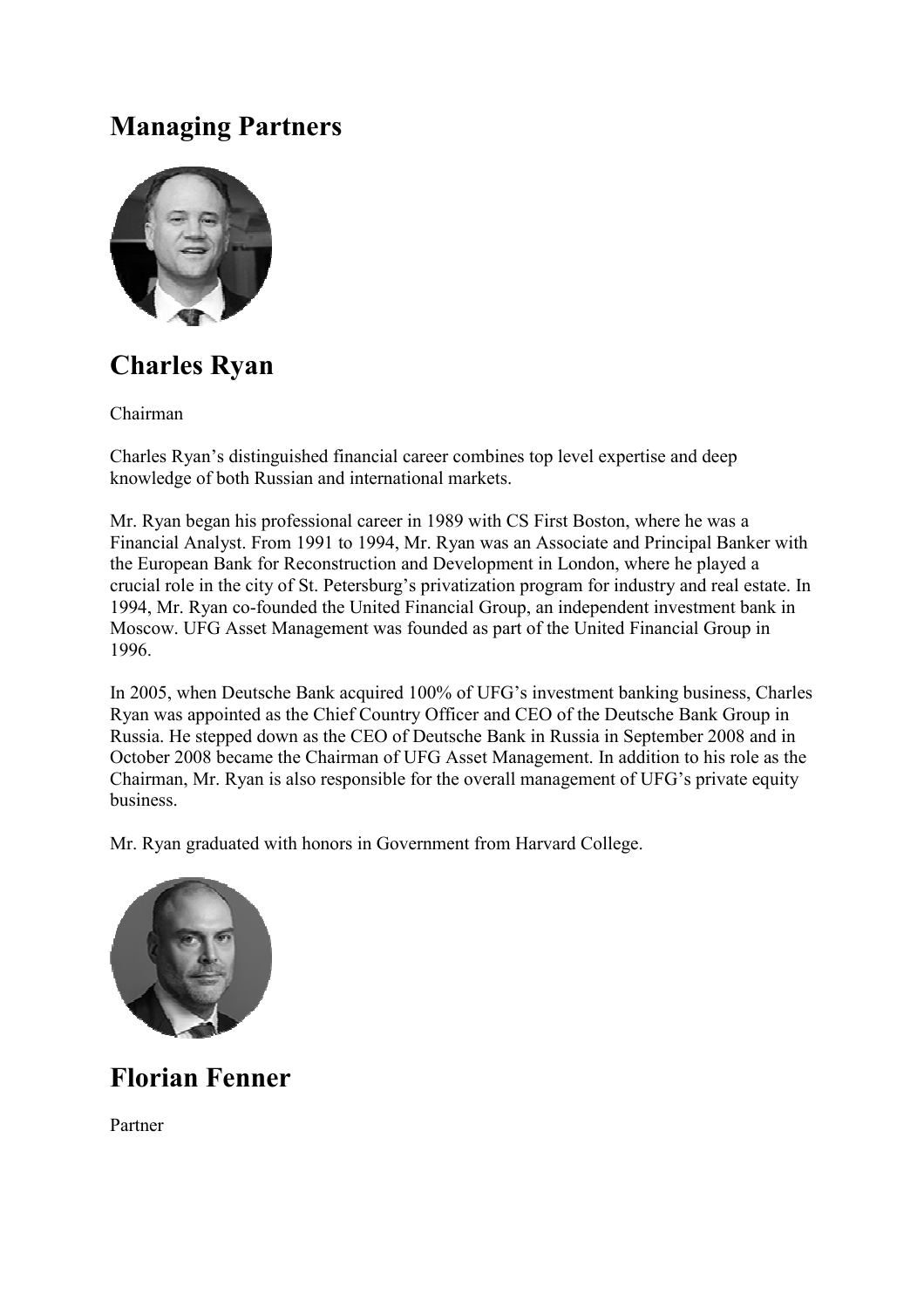# Managing Partners

## Charles Ryan

Chairman

Charles Ryan's distinguished financial career combines top level expertise and deep knowledge of both Russian and international markets.

Mr. Ryan began his professional career in 1989 with CS First Boston, where he was a Financial Analyst. From 1991 to 1994, Mr. Ryan was an Associate and Principal Banker with the European Bank for Reconstruction and Development in London, where he played a crucial role in the city of St. Petersburg's privatization program for industry and real estate. In 1994, Mr. Ryan co-founded the United Financial Group, an independent investment bank in Moscow. UFG Asset Management was founded as part of the United Financial Group in 1996.

In 2005, when Deutsche Bank acquired 100% of UFG's investment banking business, Charles Ryan was appointed as the Chief Country Officer and CEO of the Deutsche Bank Group in Russia. He stepped down as the CEO of Deutsche Bank in Russia in September 2008 and in October 2008 became the Chairman of UFG Asset Management. In addition to his role as the Chairman, Mr. Ryan is also responsible for the overall management of UFG's private equity business.

Mr. Ryan graduated with honors in Government from Harvard College.

## Florian Fenner

Partner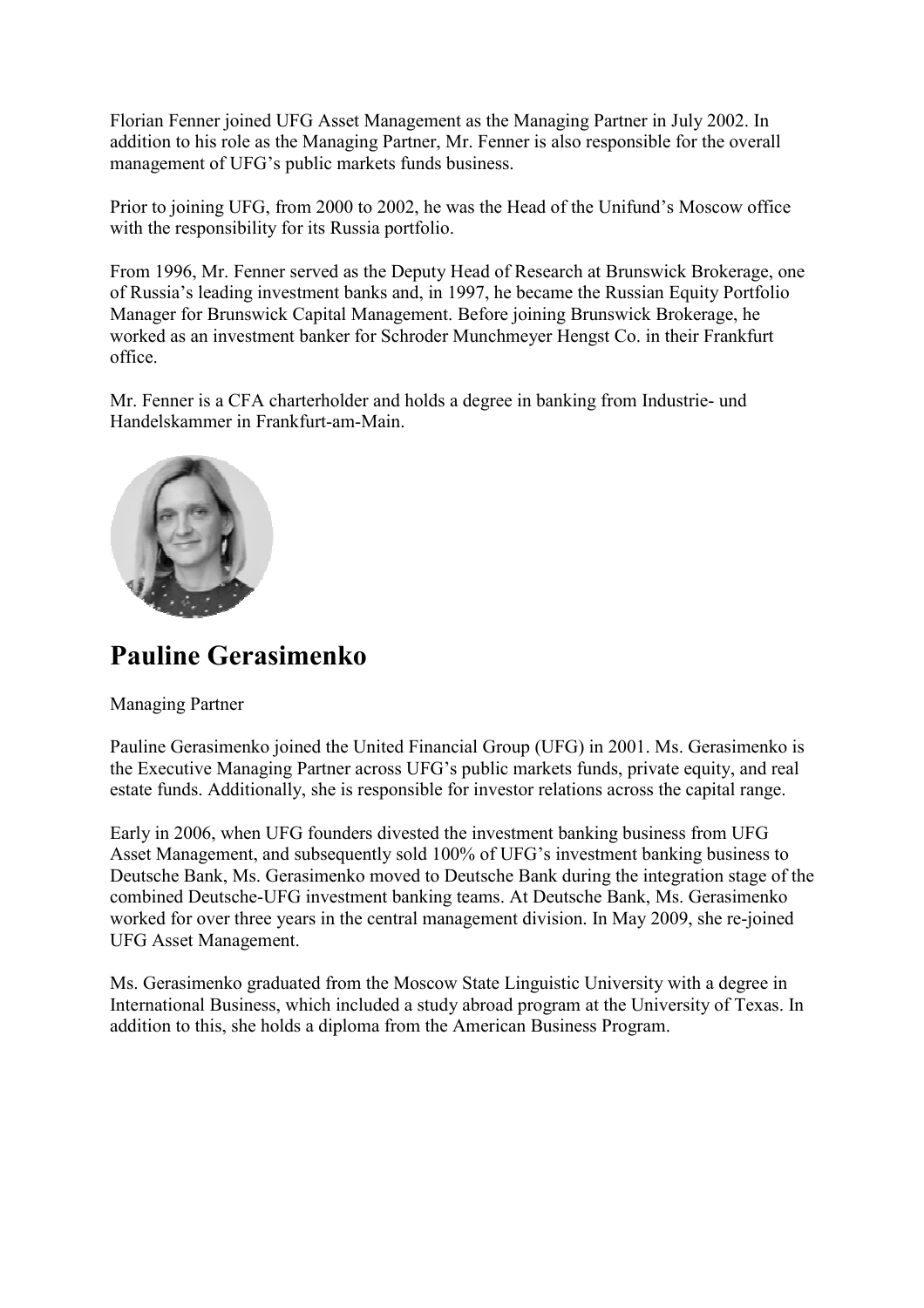Florian Fenner joined UFG Asset Management as the Managing Partner in July 2002. In addition to his role as the Managing Partner, Mr. Fenner is also responsible for the overall management of UFG's public markets funds business.

Prior to joining UFG, from 2000 to 2002, he was the Head of the Unifund's Moscow office with the responsibility for its Russia portfolio.

From 1996, Mr. Fenner served as the Deputy Head of Research at Brunswick Brokerage, one of Russia's leading investment banks and, in 1997, he became the Russian Equity Portfolio Manager for Brunswick Capital Management. Before joining Brunswick Brokerage, he worked as an investment banker for Schroder Munchmeyer Hengst Co. in their Frankfurt office.

Mr. Fenner is a CFA charterholder and holds a degree in banking from Industrie- und Handelskammer in Frankfurt-am-Main.

## Pauline Gerasimenko

Managing Partner

Pauline Gerasimenko joined the United Financial Group (UFG) in 2001. Ms. Gerasimenko is the Executive Managing Partner across UFG's public markets funds, private equity, and real estate funds. Additionally, she is responsible for investor relations across the capital range.

Early in 2006, when UFG founders divested the investment banking business from UFG Asset Management, and subsequently sold 100% of UFG's investment banking business to Deutsche Bank, Ms. Gerasimenko moved to Deutsche Bank during the integration stage of the combined Deutsche-UFG investment banking teams. At Deutsche Bank, Ms. Gerasimenko worked for over three years in the central management division. In May 2009, she re-joined UFG Asset Management.

Ms. Gerasimenko graduated from the Moscow State Linguistic University with a degree in International Business, which included a study abroad program at the University of Texas. In addition to this, she holds a diploma from the American Business Program.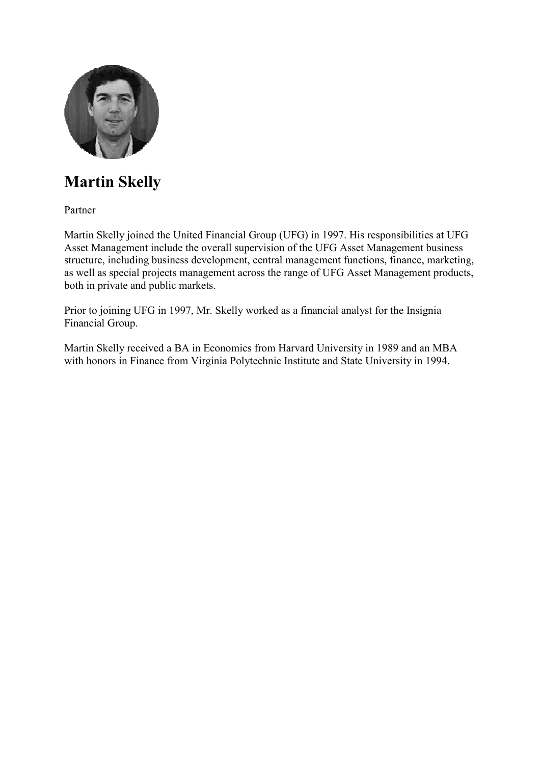# Martin Skelly

Partner

Martin Skelly joined the United Financial Group (UFG) in 1997. His responsibilities at UFG Asset Management include the overall supervision of the UFG Asset Management business structure, including business development, central management functions, finance, marketing, as well as special projects management across the range of UFG Asset Management products, both in private and public markets.

Prior to joining UFG in 1997, Mr. Skelly worked as a financial analyst for the Insignia Financial Group.

Martin Skelly received a BA in Economics from Harvard University in 1989 and an MBA with honors in Finance from Virginia Polytechnic Institute and State University in 1994.